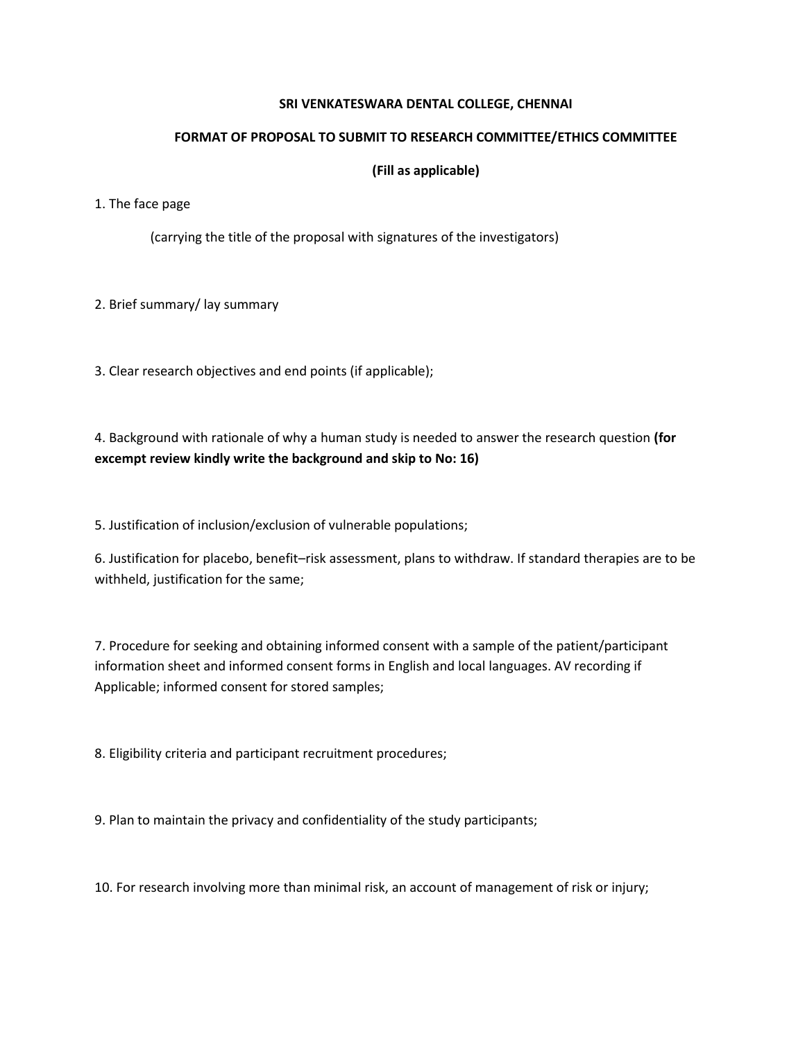**SRI VENKATESWARA DENTAL COLLEGE, CHENNAI**

**FORMAT OF PROPOSAL TO SUBMIT TO RESEARCH COMMITTEE/ETHICS COMMITTEE**

**(Fill as applicable)**

1. The face page

    (carrying the title of the proposal with signatures of the investigators)

2. Brief summary/ lay summary

3. Clear research objectives and end points (if applicable);

4. Background with rationale of why a human study is needed to answer the research question **(for excempt review kindly write the background and skip to No: 16)**

5. Justification of inclusion/exclusion of vulnerable populations;

6. Justification for placebo, benefit–risk assessment, plans to withdraw. If standard therapies are to be withheld, justification for the same;

7. Procedure for seeking and obtaining informed consent with a sample of the patient/participant information sheet and informed consent forms in English and local languages. AV recording if Applicable; informed consent for stored samples;

8. Eligibility criteria and participant recruitment procedures;

9. Plan to maintain the privacy and confidentiality of the study participants;

10. For research involving more than minimal risk, an account of management of risk or injury;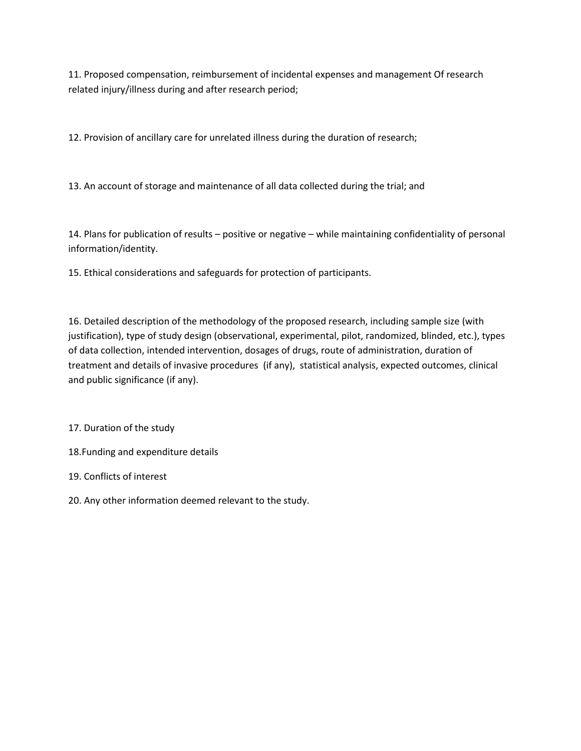11. Proposed compensation, reimbursement of incidental expenses and management Of research related injury/illness during and after research period;

12. Provision of ancillary care for unrelated illness during the duration of research;

13. An account of storage and maintenance of all data collected during the trial; and

14. Plans for publication of results – positive or negative – while maintaining confidentiality of personal information/identity.

15. Ethical considerations and safeguards for protection of participants.

16. Detailed description of the methodology of the proposed research, including sample size (with justification), type of study design (observational, experimental, pilot, randomized, blinded, etc.), types of data collection, intended intervention, dosages of drugs, route of administration, duration of treatment and details of invasive procedures (if any), statistical analysis, expected outcomes, clinical and public significance (if any).

17. Duration of the study

18.Funding and expenditure details

19. Conflicts of interest

20. Any other information deemed relevant to the study.